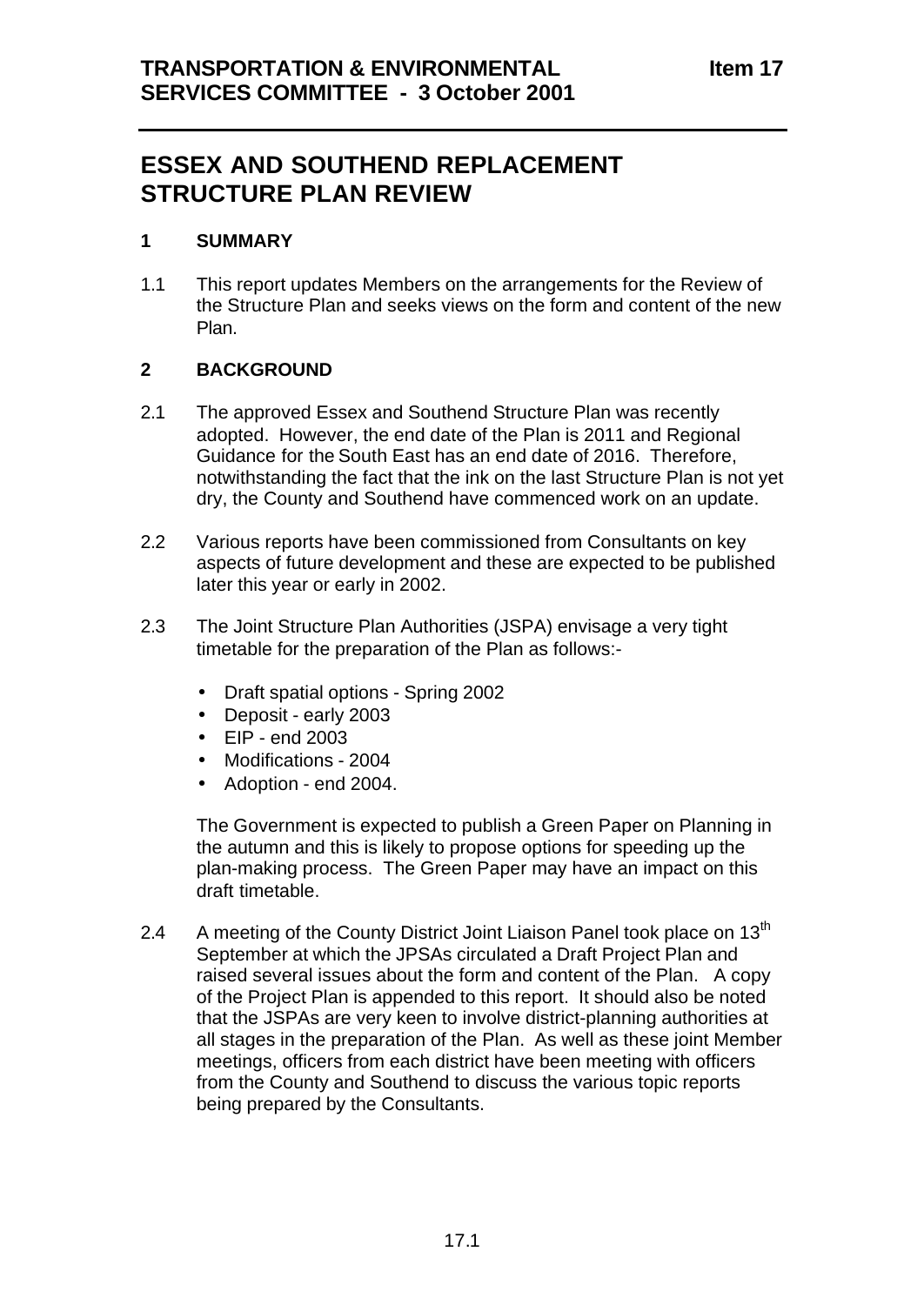**TRANSPORTATION & ENVIRONMENTAL SERVICES COMMITTEE - 3 October 2001** **Item 17**

# ESSEX AND SOUTHEND REPLACEMENT STRUCTURE PLAN REVIEW

## 1 SUMMARY

1.1 This report updates Members on the arrangements for the Review of the Structure Plan and seeks views on the form and content of the new Plan.

## 2 BACKGROUND

2.1 The approved Essex and Southend Structure Plan was recently adopted. However, the end date of the Plan is 2011 and Regional Guidance for the South East has an end date of 2016. Therefore, notwithstanding the fact that the ink on the last Structure Plan is not yet dry, the County and Southend have commenced work on an update.

2.2 Various reports have been commissioned from Consultants on key aspects of future development and these are expected to be published later this year or early in 2002.

2.3 The Joint Structure Plan Authorities (JSPA) envisage a very tight timetable for the preparation of the Plan as follows:-

- Draft spatial options - Spring 2002
- Deposit - early 2003
- EIP - end 2003
- Modifications - 2004
- Adoption - end 2004.

The Government is expected to publish a Green Paper on Planning in the autumn and this is likely to propose options for speeding up the plan-making process. The Green Paper may have an impact on this draft timetable.

2.4 A meeting of the County District Joint Liaison Panel took place on 13th September at which the JPSAs circulated a Draft Project Plan and raised several issues about the form and content of the Plan. A copy of the Project Plan is appended to this report. It should also be noted that the JSPAs are very keen to involve district-planning authorities at all stages in the preparation of the Plan. As well as these joint Member meetings, officers from each district have been meeting with officers from the County and Southend to discuss the various topic reports being prepared by the Consultants.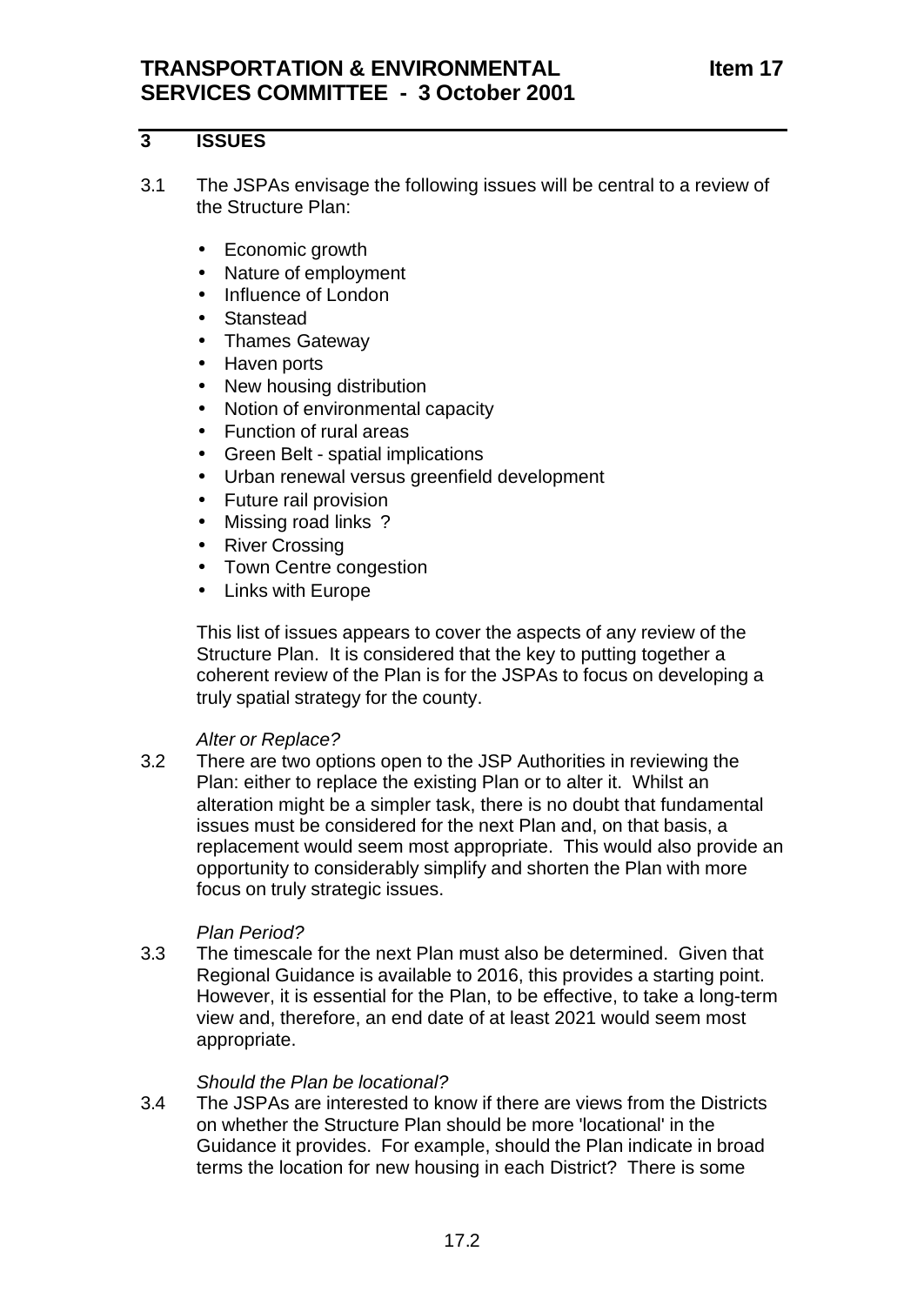## 3 ISSUES

3.1 The JSPAs envisage the following issues will be central to a review of the Structure Plan:

- Economic growth
- Nature of employment
- Influence of London
- Stanstead
- Thames Gateway
- Haven ports
- New housing distribution
- Notion of environmental capacity
- Function of rural areas
- Green Belt - spatial implications
- Urban renewal versus greenfield development
- Future rail provision
- Missing road links ?
- River Crossing
- Town Centre congestion
- Links with Europe

This list of issues appears to cover the aspects of any review of the Structure Plan. It is considered that the key to putting together a coherent review of the Plan is for the JSPAs to focus on developing a truly spatial strategy for the county.

*Alter or Replace?*

3.2 There are two options open to the JSP Authorities in reviewing the Plan: either to replace the existing Plan or to alter it. Whilst an alteration might be a simpler task, there is no doubt that fundamental issues must be considered for the next Plan and, on that basis, a replacement would seem most appropriate. This would also provide an opportunity to considerably simplify and shorten the Plan with more focus on truly strategic issues.

*Plan Period?*

3.3 The timescale for the next Plan must also be determined. Given that Regional Guidance is available to 2016, this provides a starting point. However, it is essential for the Plan, to be effective, to take a long-term view and, therefore, an end date of at least 2021 would seem most appropriate.

*Should the Plan be locational?*

3.4 The JSPAs are interested to know if there are views from the Districts on whether the Structure Plan should be more 'locational' in the Guidance it provides. For example, should the Plan indicate in broad terms the location for new housing in each District? There is some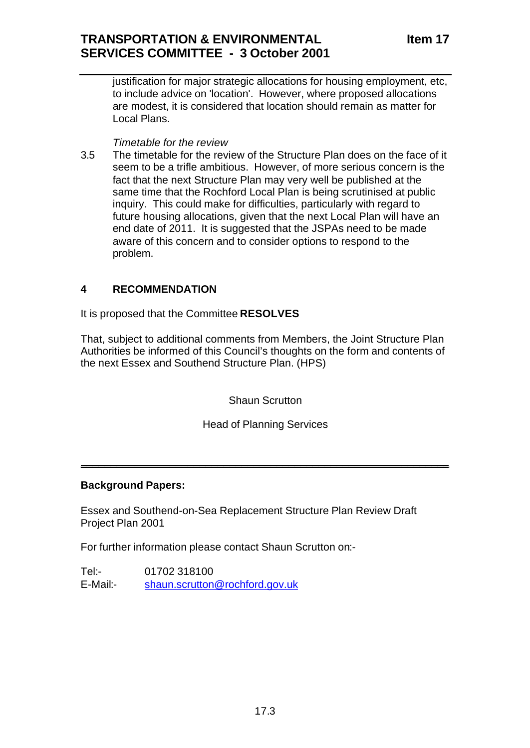justification for major strategic allocations for housing employment, etc, to include advice on 'location'. However, where proposed allocations are modest, it is considered that location should remain as matter for Local Plans.

*Timetable for the review*

3.5 The timetable for the review of the Structure Plan does on the face of it seem to be a trifle ambitious. However, of more serious concern is the fact that the next Structure Plan may very well be published at the same time that the Rochford Local Plan is being scrutinised at public inquiry. This could make for difficulties, particularly with regard to future housing allocations, given that the next Local Plan will have an end date of 2011. It is suggested that the JSPAs need to be made aware of this concern and to consider options to respond to the problem.

## 4 RECOMMENDATION

It is proposed that the Committee **RESOLVES**

That, subject to additional comments from Members, the Joint Structure Plan Authorities be informed of this Council's thoughts on the form and contents of the next Essex and Southend Structure Plan. (HPS)

Shaun Scrutton

Head of Planning Services

---

**Background Papers:**

Essex and Southend-on-Sea Replacement Structure Plan Review Draft Project Plan 2001

For further information please contact Shaun Scrutton on:-

Tel:- 01702 318100
E-Mail:- shaun.scrutton@rochford.gov.uk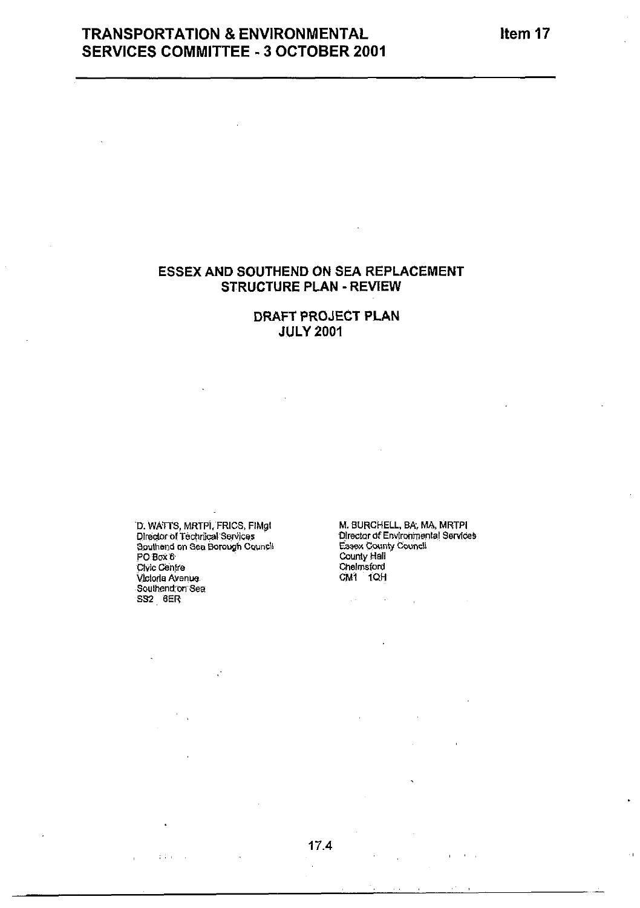## ESSEX AND SOUTHEND ON SEA REPLACEMENT STRUCTURE PLAN - REVIEW

### DRAFT PROJECT PLAN
### JULY 2001

D. WATTS, MRTPI, FRICS, FIMgt
Director of Technical Services
Southend on Sea Borough Council
PO Box 6
Civic Centre
Victoria Avenue
Southend on Sea
SS2 6ER

M. BURCHELL, BA, MA, MRTPI
Director of Environmental Services
Essex County Council
County Hall
Chelmsford
CM1 1QH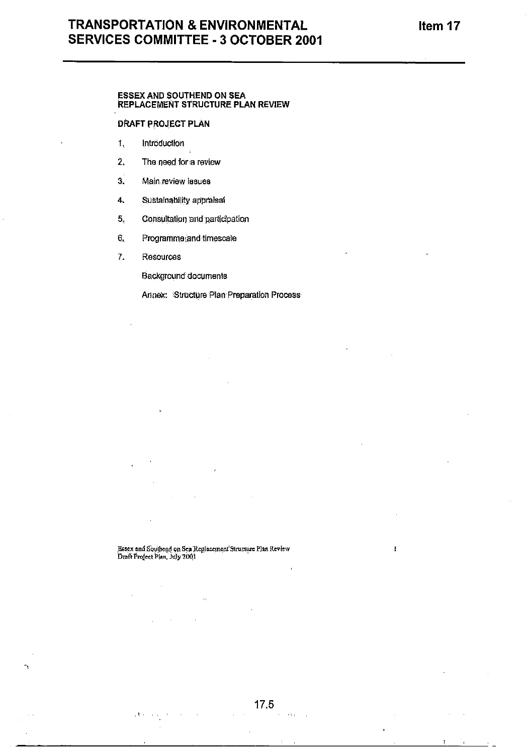**ESSEX AND SOUTHEND ON SEA REPLACEMENT STRUCTURE PLAN REVIEW**

**DRAFT PROJECT PLAN**

1. Introduction
2. The need for a review
3. Main review issues
4. Sustainability appraisal
5. Consultation and participation
6. Programme and timescale
7. Resources

Background documents

Annex: Structure Plan Preparation Process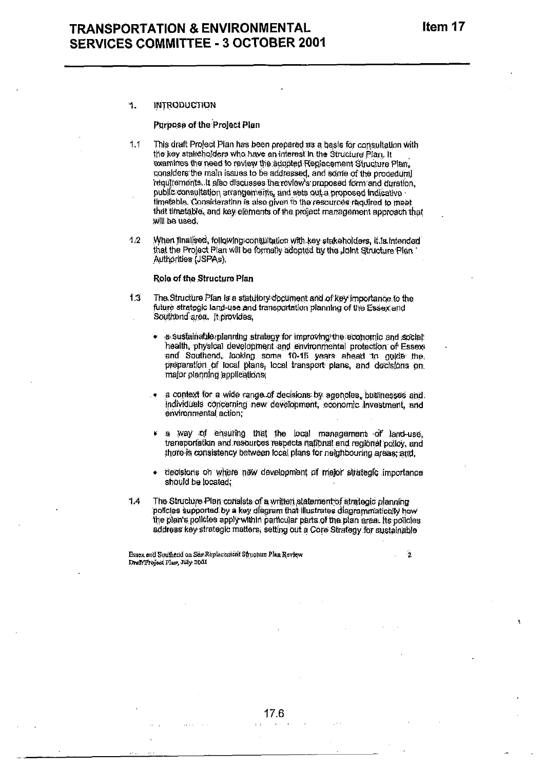## 1. INTRODUCTION

### Purpose of the Project Plan

1.1 This draft Project Plan has been prepared as a basis for consultation with the key stakeholders who have an interest in the Structure Plan. It examines the need to review the adopted Replacement Structure Plan, considers the main issues to be addressed, and some of the procedural requirements. It also discusses the review's proposed form and duration, public consultation arrangements, and sets out a proposed indicative timetable. Consideration is also given to the resources required to meet that timetable, and key elements of the project management approach that will be used.

1.2 When finalised, following consultation with key stakeholders, it is intended that the Project Plan will be formally adopted by the Joint Structure Plan Authorities (JSPAs).

### Role of the Structure Plan

1.3 The Structure Plan is a statutory document and of key importance to the future strategic land-use and transportation planning of the Essex and Southend area. It provides,

- a sustainable planning strategy for improving the economic and social health, physical development and environmental protection of Essex and Southend, looking some 10-15 years ahead to guide the preparation of local plans, local transport plans, and decisions on major planning applications;
- a context for a wide range of decisions by agencies, businesses and individuals concerning new development, economic investment, and environmental action;
- a way of ensuring that the local management of land-use, transportation and resources respects national and regional policy, and there is consistency between local plans for neighbouring areas; and,
- decisions on where new development of major strategic importance should be located;

1.4 The Structure Plan consists of a written statement of strategic planning policies supported by a key diagram that illustrates diagrammatically how the plan's policies apply within particular parts of the plan area. Its policies address key strategic matters, setting out a Core Strategy for sustainable

Essex and Southend on Sea Replacement Structure Plan Review
Draft Project Plan, July 2001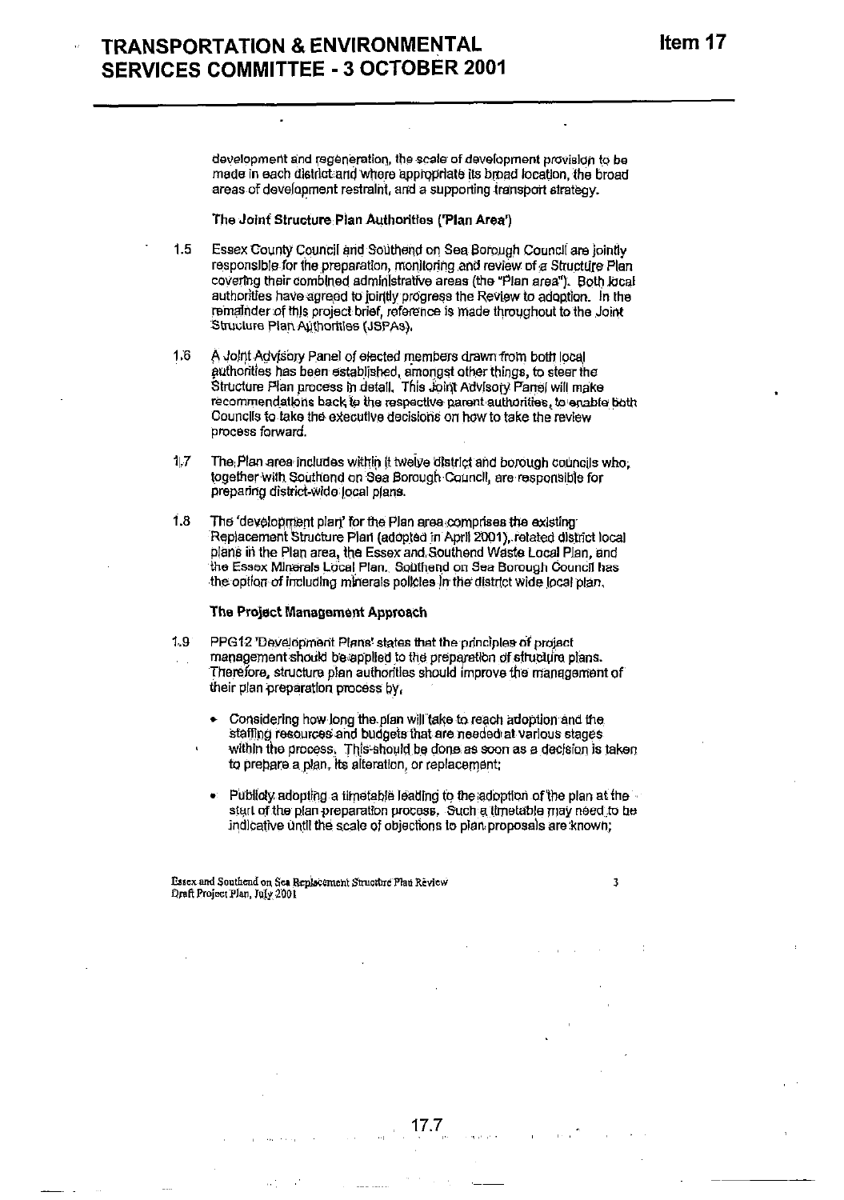development and regeneration, the scale of development provision to be made in each district and where appropriate its broad location, the broad areas of development restraint, and a supporting transport strategy.

### The Joint Structure Plan Authorities ('Plan Area')

1.5 Essex County Council and Southend on Sea Borough Council are jointly responsible for the preparation, monitoring and review of a Structure Plan covering their combined administrative areas (the "Plan area"). Both local authorities have agreed to jointly progress the Review to adoption. In the remainder of this project brief, reference is made throughout to the Joint Structure Plan Authorities (JSPAs).

1.6 A Joint Advisory Panel of elected members drawn from both local authorities has been established, amongst other things, to steer the Structure Plan process in detail. This Joint Advisory Panel will make recommendations back to the respective parent authorities, to enable both Councils to take the executive decisions on how to take the review process forward.

1.7 The Plan area includes within it twelve district and borough councils who, together with Southend on Sea Borough Council, are responsible for preparing district-wide local plans.

1.8 The 'development plan' for the Plan area comprises the existing Replacement Structure Plan (adopted in April 2001), related district local plans in the Plan area, the Essex and Southend Waste Local Plan, and the Essex Minerals Local Plan. Southend on Sea Borough Council has the option of including minerals policies in the district wide local plan.

### The Project Management Approach

1.9 PPG12 'Development Plans' states that the principles of project management should be applied to the preparation of structure plans. Therefore, structure plan authorities should improve the management of their plan preparation process by,

- Considering how long the plan will take to reach adoption and the staffing resources and budgets that are needed at various stages within the process. This should be done as soon as a decision is taken to prepare a plan, its alteration, or replacement;
- Publicly adopting a timetable leading to the adoption of the plan at the start of the plan preparation process. Such a timetable may need to be indicative until the scale of objections to plan proposals are known;

Essex and Southend on Sea Replacement Structure Plan Review
Draft Project Plan, July 2001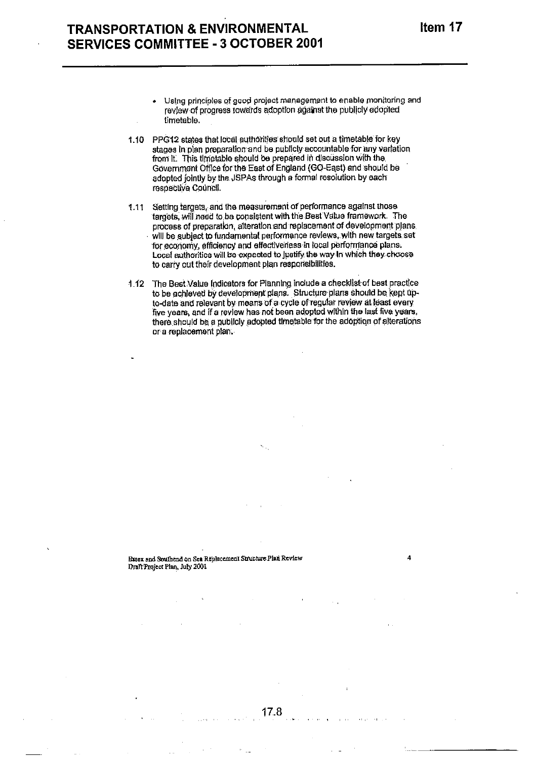- Using principles of good project management to enable monitoring and review of progress towards adoption against the publicly adopted timetable.

1.10 PPG12 states that local authorities should set out a timetable for key stages in plan preparation and be publicly accountable for any variation from it. This timetable should be prepared in discussion with the Government Office for the East of England (GO-East) and should be adopted jointly by the JSPAs through a formal resolution by each respective Council.

1.11 Setting targets, and the measurement of performance against those targets, will need to be consistent with the Best Value framework. The process of preparation, alteration and replacement of development plans will be subject to fundamental performance reviews, with new targets set for economy, efficiency and effectiveness in local performance plans. Local authorities will be expected to justify the way in which they choose to carry out their development plan responsibilities.

1.12 The Best Value Indicators for Planning include a checklist of best practice to be achieved by development plans. Structure plans should be kept up-to-date and relevant by means of a cycle of regular review at least every five years, and if a review has not been adopted within the last five years, there should be a publicly adopted timetable for the adoption of alterations or a replacement plan.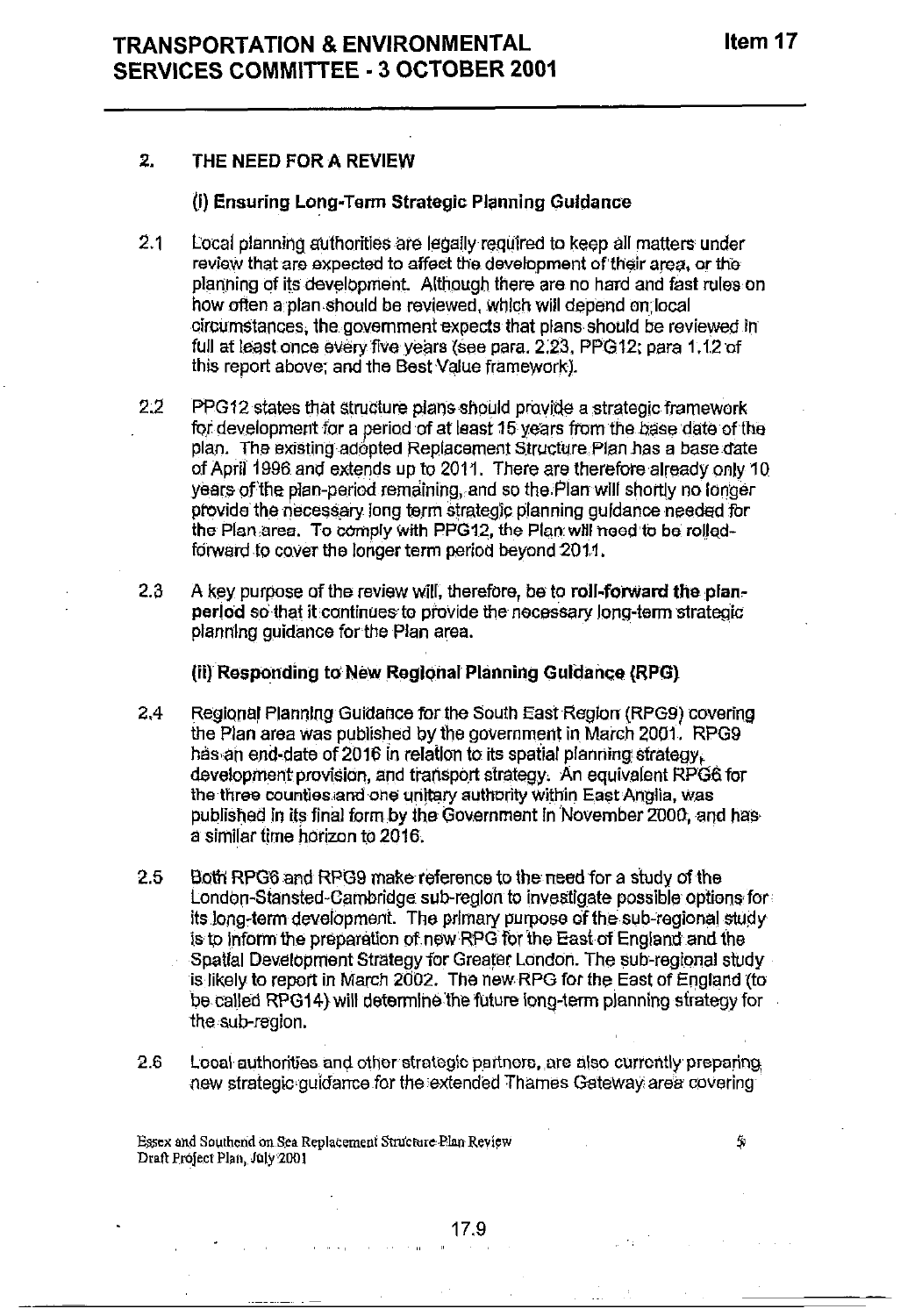## 2. THE NEED FOR A REVIEW

### (i) Ensuring Long-Term Strategic Planning Guidance

2.1 Local planning authorities are legally required to keep all matters under review that are expected to affect the development of their area, or the planning of its development. Although there are no hard and fast rules on how often a plan should be reviewed, which will depend on local circumstances, the government expects that plans should be reviewed in full at least once every five years (see para. 2.23, PPG12; para 1.12 of this report above; and the Best Value framework).

2.2 PPG12 states that structure plans should provide a strategic framework for development for a period of at least 15 years from the base date of the plan. The existing adopted Replacement Structure Plan has a base date of April 1996 and extends up to 2011. There are therefore already only 10 years of the plan-period remaining, and so the Plan will shortly no longer provide the necessary long term strategic planning guidance needed for the Plan area. To comply with PPG12, the Plan will need to be rolled-forward to cover the longer term period beyond 2011.

2.3 A key purpose of the review will, therefore, be to **roll-forward the plan-period** so that it continues to provide the necessary long-term strategic planning guidance for the Plan area.

### (ii) Responding to New Regional Planning Guidance (RPG)

2.4 Regional Planning Guidance for the South East Region (RPG9) covering the Plan area was published by the government in March 2001. RPG9 has an end-date of 2016 in relation to its spatial planning strategy, development provision, and transport strategy. An equivalent RPG6 for the three counties and one unitary authority within East Anglia, was published in its final form by the Government in November 2000, and has a similar time horizon to 2016.

2.5 Both RPG6 and RPG9 make reference to the need for a study of the London-Stansted-Cambridge sub-region to investigate possible options for its long-term development. The primary purpose of the sub-regional study is to inform the preparation of new RPG for the East of England and the Spatial Development Strategy for Greater London. The sub-regional study is likely to report in March 2002. The new RPG for the East of England (to be called RPG14) will determine the future long-term planning strategy for the sub-region.

2.6 Local authorities and other strategic partners, are also currently preparing new strategic guidance for the extended Thames Gateway area covering

Essex and Southend on Sea Replacement Structure Plan Review
Draft Project Plan, July 2001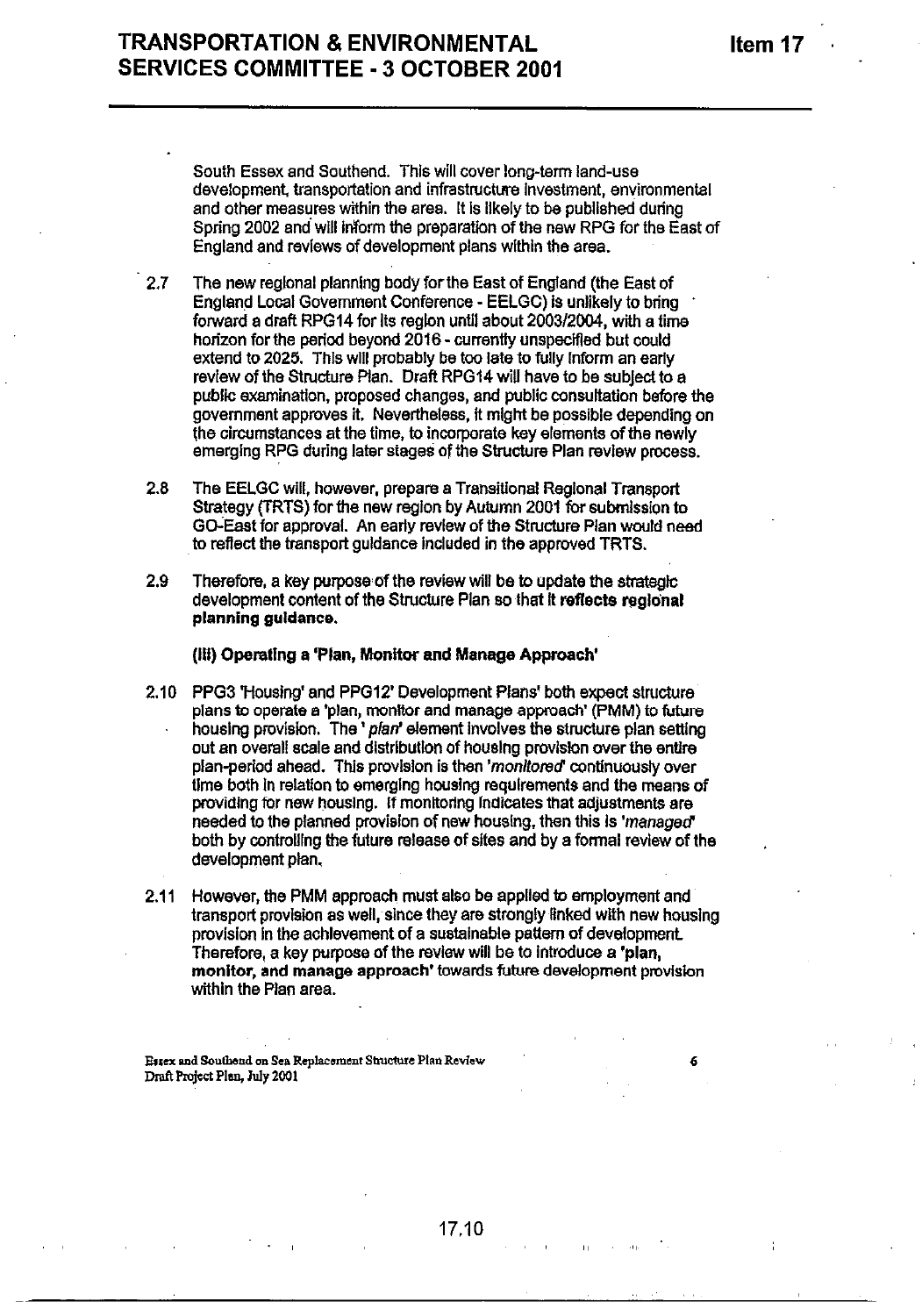South Essex and Southend. This will cover long-term land-use development, transportation and infrastructure investment, environmental and other measures within the area. It is likely to be published during Spring 2002 and will inform the preparation of the new RPG for the East of England and reviews of development plans within the area.

2.7 The new regional planning body for the East of England (the East of England Local Government Conference - EELGC) is unlikely to bring forward a draft RPG14 for its region until about 2003/2004, with a time horizon for the period beyond 2016 - currently unspecified but could extend to 2025. This will probably be too late to fully inform an early review of the Structure Plan. Draft RPG14 will have to be subject to a public examination, proposed changes, and public consultation before the government approves it. Nevertheless, it might be possible depending on the circumstances at the time, to incorporate key elements of the newly emerging RPG during later stages of the Structure Plan review process.

2.8 The EELGC will, however, prepare a Transitional Regional Transport Strategy (TRTS) for the new region by Autumn 2001 for submission to GO-East for approval. An early review of the Structure Plan would need to reflect the transport guidance included in the approved TRTS.

2.9 Therefore, a key purpose of the review will be to update the strategic development content of the Structure Plan so that it **reflects regional planning guidance.**

**(iii) Operating a 'Plan, Monitor and Manage Approach'**

2.10 PPG3 'Housing' and PPG12' Development Plans' both expect structure plans to operate a 'plan, monitor and manage approach' (PMM) to future housing provision. The '*plan*' element involves the structure plan setting out an overall scale and distribution of housing provision over the entire plan-period ahead. This provision is then '*monitored*' continuously over time both in relation to emerging housing requirements and the means of providing for new housing. If monitoring indicates that adjustments are needed to the planned provision of new housing, then this is '*managed*' both by controlling the future release of sites and by a formal review of the development plan.

2.11 However, the PMM approach must also be applied to employment and transport provision as well, since they are strongly linked with new housing provision in the achievement of a sustainable pattern of development. Therefore, a key purpose of the review will be to introduce a **'plan, monitor, and manage approach'** towards future development provision within the Plan area.

Essex and Southend on Sea Replacement Structure Plan Review
Draft Project Plan, July 2001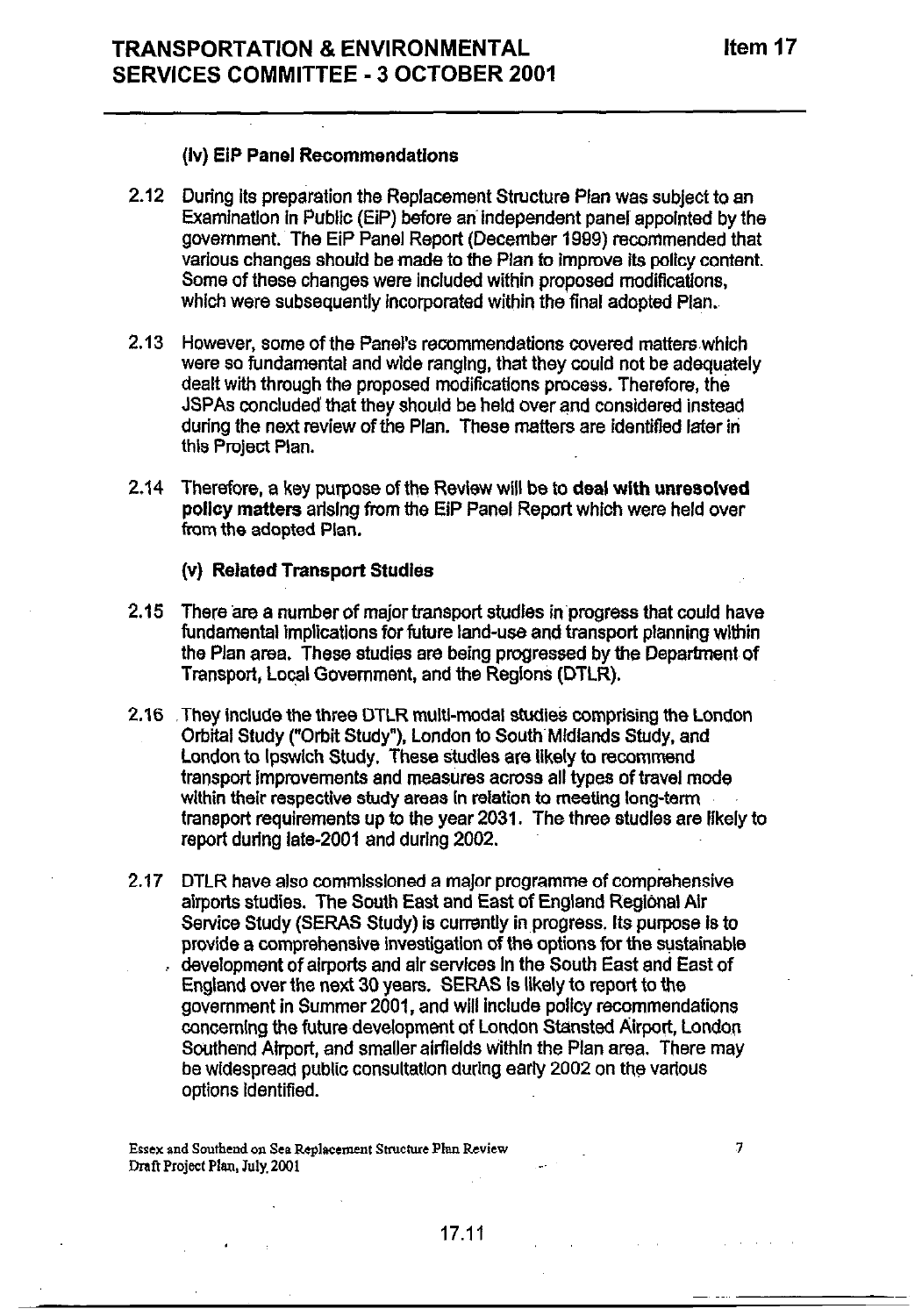### (iv) EiP Panel Recommendations

2.12 During its preparation the Replacement Structure Plan was subject to an Examination in Public (EiP) before an independent panel appointed by the government. The EiP Panel Report (December 1999) recommended that various changes should be made to the Plan to improve its policy content. Some of these changes were included within proposed modifications, which were subsequently incorporated within the final adopted Plan.

2.13 However, some of the Panel's recommendations covered matters which were so fundamental and wide ranging, that they could not be adequately dealt with through the proposed modifications process. Therefore, the JSPAs concluded that they should be held over and considered instead during the next review of the Plan. These matters are identified later in this Project Plan.

2.14 Therefore, a key purpose of the Review will be to **deal with unresolved policy matters** arising from the EiP Panel Report which were held over from the adopted Plan.

### (v) Related Transport Studies

2.15 There are a number of major transport studies in progress that could have fundamental implications for future land-use and transport planning within the Plan area. These studies are being progressed by the Department of Transport, Local Government, and the Regions (DTLR).

2.16 They include the three DTLR multi-modal studies comprising the London Orbital Study ("Orbit Study"), London to South Midlands Study, and London to Ipswich Study. These studies are likely to recommend transport improvements and measures across all types of travel mode within their respective study areas in relation to meeting long-term transport requirements up to the year 2031. The three studies are likely to report during late-2001 and during 2002.

2.17 DTLR have also commissioned a major programme of comprehensive airports studies. The South East and East of England Regional Air Service Study (SERAS Study) is currently in progress. Its purpose is to provide a comprehensive investigation of the options for the sustainable development of airports and air services in the South East and East of England over the next 30 years. SERAS is likely to report to the government in Summer 2001, and will include policy recommendations concerning the future development of London Stansted Airport, London Southend Airport, and smaller airfields within the Plan area. There may be widespread public consultation during early 2002 on the various options identified.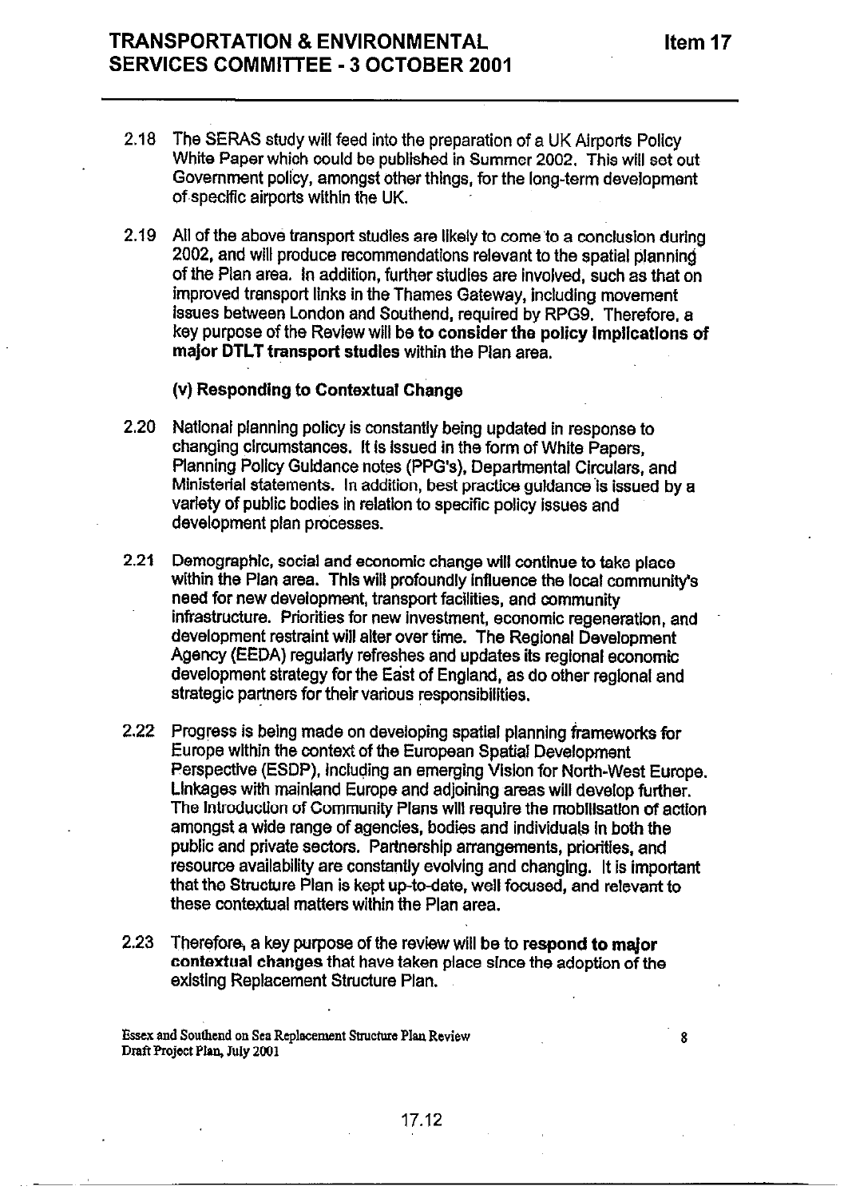2.18 The SERAS study will feed into the preparation of a UK Airports Policy White Paper which could be published in Summer 2002. This will set out Government policy, amongst other things, for the long-term development of specific airports within the UK.

2.19 All of the above transport studies are likely to come to a conclusion during 2002, and will produce recommendations relevant to the spatial planning of the Plan area. In addition, further studies are involved, such as that on improved transport links in the Thames Gateway, including movement issues between London and Southend, required by RPG9. Therefore, a key purpose of the Review will be **to consider the policy implications of major DTLT transport studies** within the Plan area.

**(v) Responding to Contextual Change**

2.20 National planning policy is constantly being updated in response to changing circumstances. It is issued in the form of White Papers, Planning Policy Guidance notes (PPG's), Departmental Circulars, and Ministerial statements. In addition, best practice guidance is issued by a variety of public bodies in relation to specific policy issues and development plan processes.

2.21 Demographic, social and economic change will continue to take place within the Plan area. This will profoundly influence the local community's need for new development, transport facilities, and community infrastructure. Priorities for new investment, economic regeneration, and development restraint will alter over time. The Regional Development Agency (EEDA) regularly refreshes and updates its regional economic development strategy for the East of England, as do other regional and strategic partners for their various responsibilities.

2.22 Progress is being made on developing spatial planning frameworks for Europe within the context of the European Spatial Development Perspective (ESDP), including an emerging Vision for North-West Europe. Linkages with mainland Europe and adjoining areas will develop further. The introduction of Community Plans will require the mobilisation of action amongst a wide range of agencies, bodies and individuals in both the public and private sectors. Partnership arrangements, priorities, and resource availability are constantly evolving and changing. It is important that the Structure Plan is kept up-to-date, well focused, and relevant to these contextual matters within the Plan area.

2.23 Therefore, a key purpose of the review will be to **respond to major contextual changes** that have taken place since the adoption of the existing Replacement Structure Plan.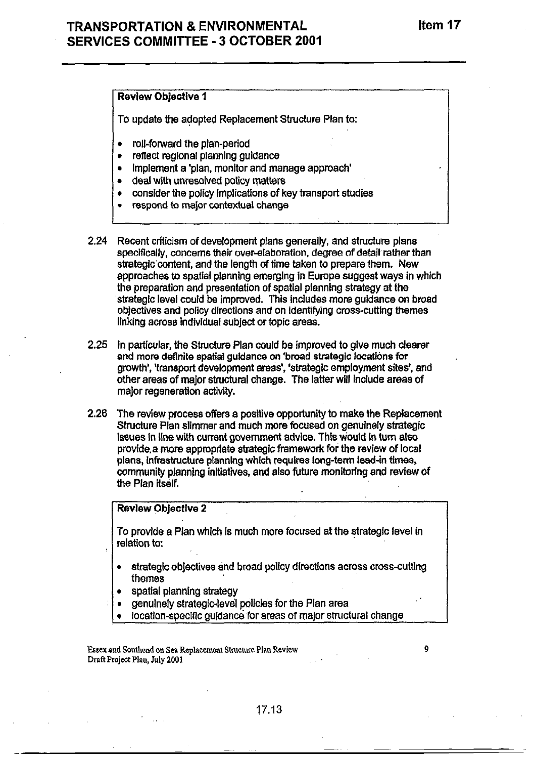**Review Objective 1**

To update the adopted Replacement Structure Plan to:

- roll-forward the plan-period
- reflect regional planning guidance
- implement a 'plan, monitor and manage approach'
- deal with unresolved policy matters
- consider the policy implications of key transport studies
- respond to major contextual change

2.24 Recent criticism of development plans generally, and structure plans specifically, concerns their over-elaboration, degree of detail rather than strategic content, and the length of time taken to prepare them. New approaches to spatial planning emerging in Europe suggest ways in which the preparation and presentation of spatial planning strategy at the strategic level could be improved. This includes more guidance on broad objectives and policy directions and on identifying cross-cutting themes linking across individual subject or topic areas.

2.25 In particular, the Structure Plan could be improved to give much clearer and more definite spatial guidance on 'broad strategic locations for growth', 'transport development areas', 'strategic employment sites', and other areas of major structural change. The latter will include areas of major regeneration activity.

2.26 The review process offers a positive opportunity to make the Replacement Structure Plan slimmer and much more focused on genuinely strategic issues in line with current government advice. This would in turn also provide a more appropriate strategic framework for the review of local plans, infrastructure planning which requires long-term lead-in times, community planning initiatives, and also future monitoring and review of the Plan itself.

**Review Objective 2**

To provide a Plan which is much more focused at the strategic level in relation to:

- strategic objectives and broad policy directions across cross-cutting themes
- spatial planning strategy
- genuinely strategic-level policies for the Plan area
- location-specific guidance for areas of major structural change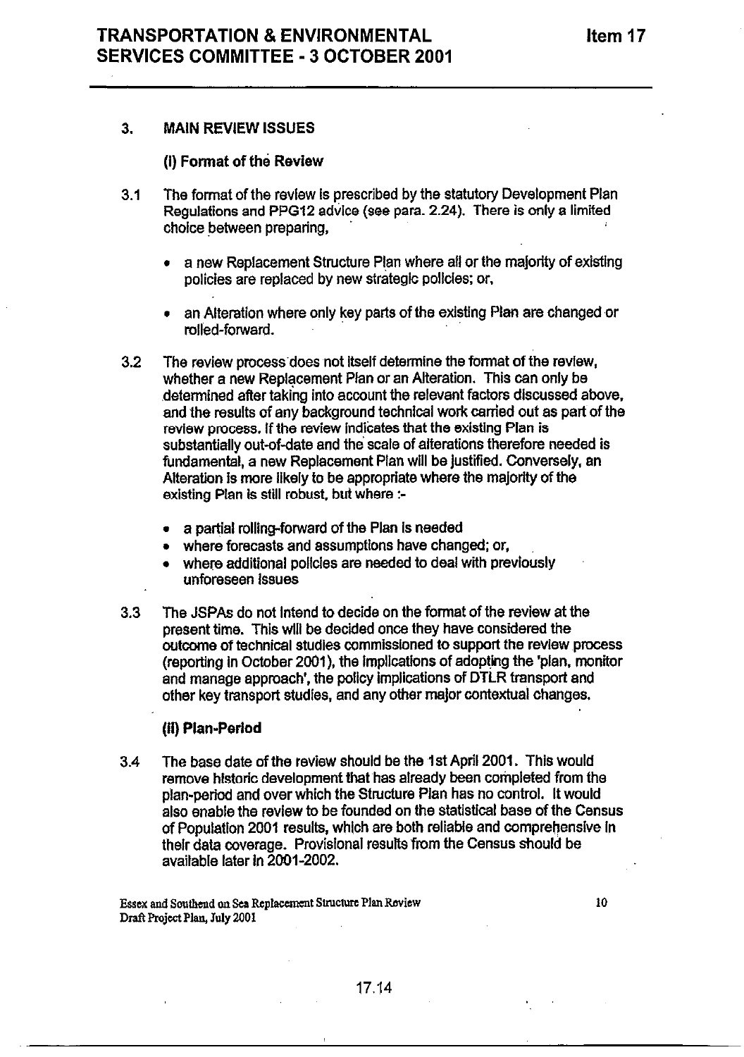## 3. MAIN REVIEW ISSUES

### (i) Format of the Review

3.1 The format of the review is prescribed by the statutory Development Plan Regulations and PPG12 advice (see para. 2.24). There is only a limited choice between preparing,

- a new Replacement Structure Plan where all or the majority of existing policies are replaced by new strategic policies; or,
- an Alteration where only key parts of the existing Plan are changed or rolled-forward.

3.2 The review process does not itself determine the format of the review, whether a new Replacement Plan or an Alteration. This can only be determined after taking into account the relevant factors discussed above, and the results of any background technical work carried out as part of the review process. If the review indicates that the existing Plan is substantially out-of-date and the scale of alterations therefore needed is fundamental, a new Replacement Plan will be justified. Conversely, an Alteration is more likely to be appropriate where the majority of the existing Plan is still robust, but where :-

- a partial rolling-forward of the Plan is needed
- where forecasts and assumptions have changed; or,
- where additional policies are needed to deal with previously unforeseen issues

3.3 The JSPAs do not intend to decide on the format of the review at the present time. This will be decided once they have considered the outcome of technical studies commissioned to support the review process (reporting in October 2001), the implications of adopting the 'plan, monitor and manage approach', the policy implications of DTLR transport and other key transport studies, and any other major contextual changes.

### (ii) Plan-Period

3.4 The base date of the review should be the 1st April 2001. This would remove historic development that has already been completed from the plan-period and over which the Structure Plan has no control. It would also enable the review to be founded on the statistical base of the Census of Population 2001 results, which are both reliable and comprehensive in their data coverage. Provisional results from the Census should be available later in 2001-2002.

Essex and Southend on Sea Replacement Structure Plan Review
Draft Project Plan, July 2001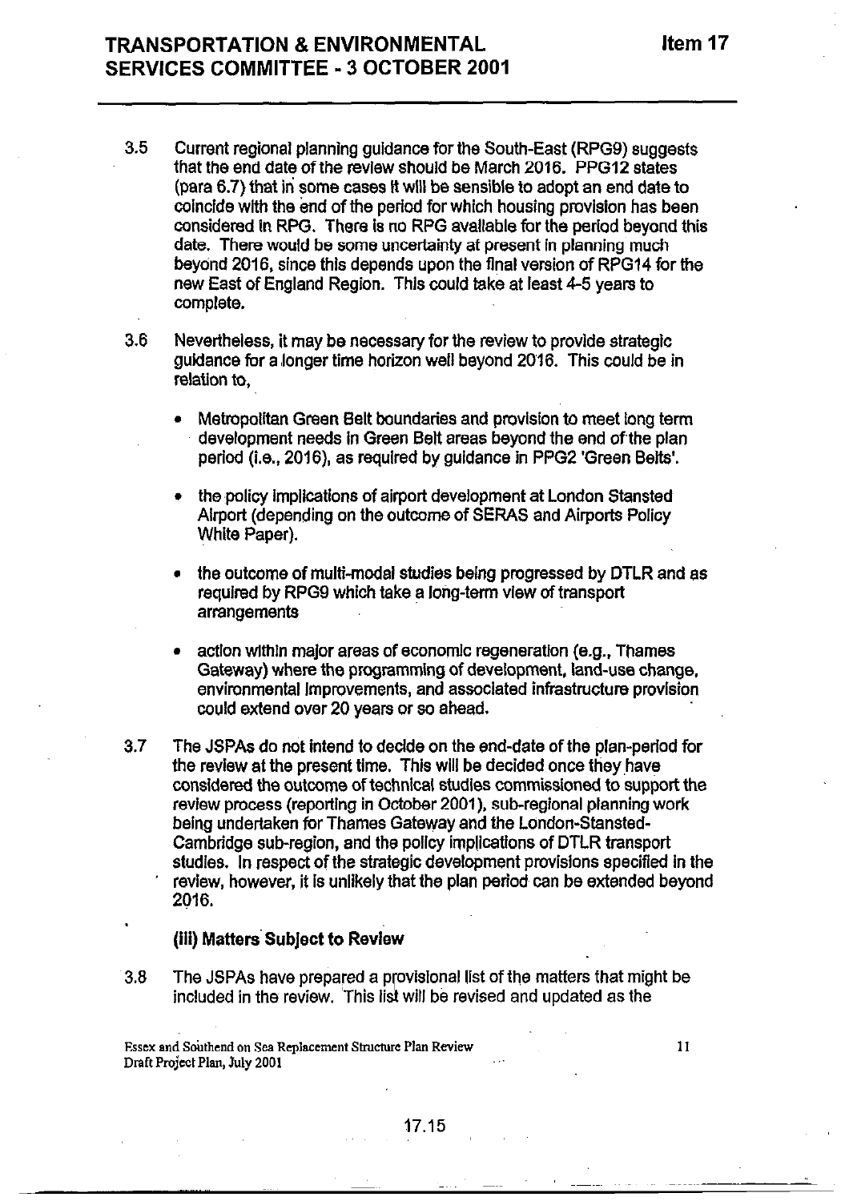3.5 Current regional planning guidance for the South-East (RPG9) suggests that the end date of the review should be March 2016. PPG12 states (para 6.7) that in some cases it will be sensible to adopt an end date to coincide with the end of the period for which housing provision has been considered in RPG. There is no RPG available for the period beyond this date. There would be some uncertainty at present in planning much beyond 2016, since this depends upon the final version of RPG14 for the new East of England Region. This could take at least 4-5 years to complete.

3.6 Nevertheless, it may be necessary for the review to provide strategic guidance for a longer time horizon well beyond 2016. This could be in relation to,

- Metropolitan Green Belt boundaries and provision to meet long term development needs in Green Belt areas beyond the end of the plan period (i.e., 2016), as required by guidance in PPG2 'Green Belts'.
- the policy implications of airport development at London Stansted Airport (depending on the outcome of SERAS and Airports Policy White Paper).
- the outcome of multi-modal studies being progressed by DTLR and as required by RPG9 which take a long-term view of transport arrangements
- action within major areas of economic regeneration (e.g., Thames Gateway) where the programming of development, land-use change, environmental improvements, and associated infrastructure provision could extend over 20 years or so ahead.

3.7 The JSPAs do not intend to decide on the end-date of the plan-period for the review at the present time. This will be decided once they have considered the outcome of technical studies commissioned to support the review process (reporting in October 2001), sub-regional planning work being undertaken for Thames Gateway and the London-Stansted-Cambridge sub-region, and the policy implications of DTLR transport studies. In respect of the strategic development provisions specified in the review, however, it is unlikely that the plan period can be extended beyond 2016.

### (iii) Matters Subject to Review

3.8 The JSPAs have prepared a provisional list of the matters that might be included in the review. This list will be revised and updated as the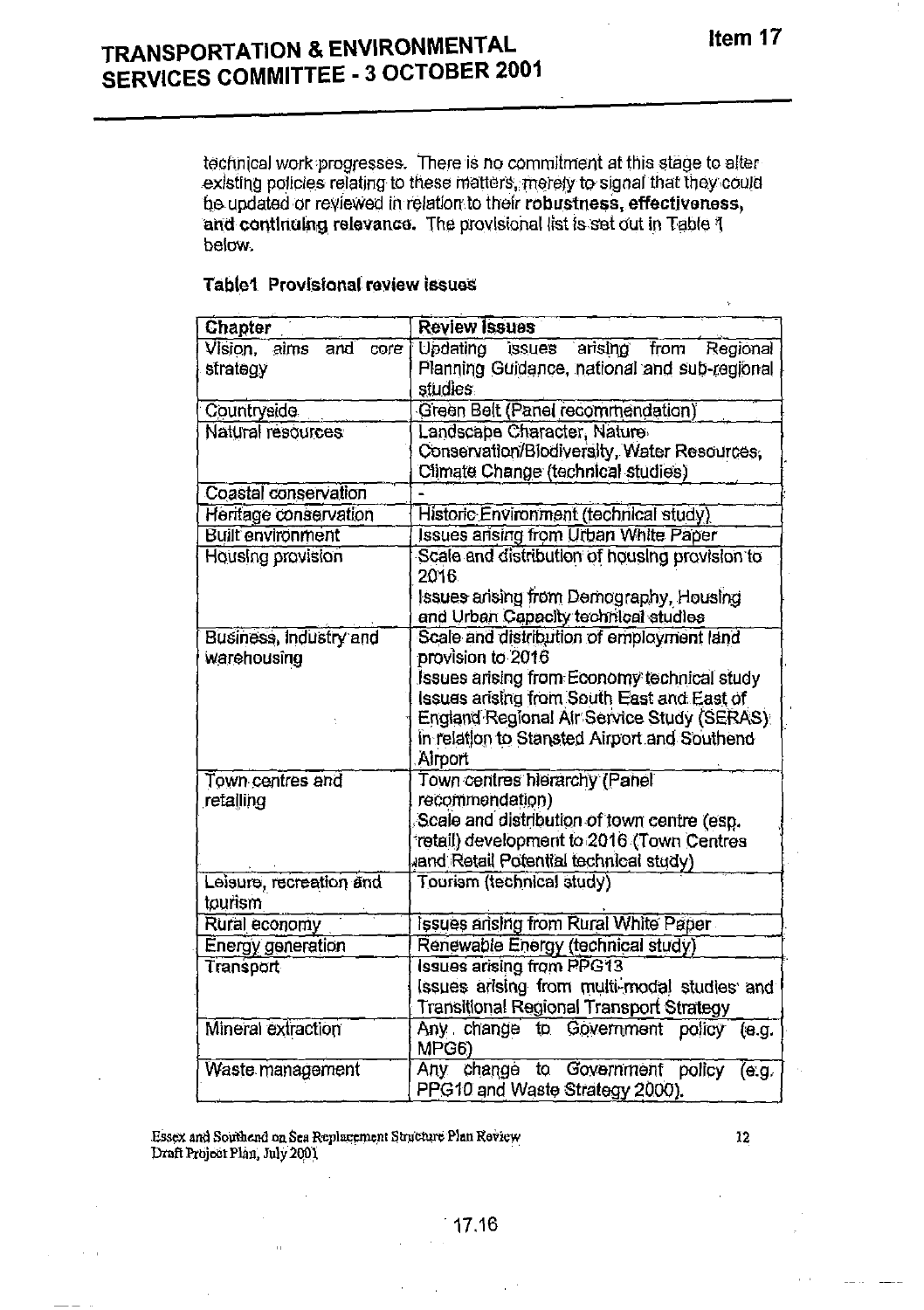technical work progresses. There is no commitment at this stage to alter existing policies relating to these matters, merely to signal that they could be updated or reviewed in relation to their **robustness, effectiveness, and continuing relevance.** The provisional list is set out in Table 1 below.

**Table1 Provisional review issues**

| Chapter | Review Issues |
|---|---|
| Vision, aims and core strategy | Updating issues arising from Regional Planning Guidance, national and sub-regional studies |
| Countryside | Green Belt (Panel recommendation) |
| Natural resources | Landscape Character, Nature Conservation/Biodiversity, Water Resources, Climate Change (technical studies) |
| Coastal conservation | - |
| Heritage conservation | Historic Environment (technical study) |
| Built environment | Issues arising from Urban White Paper |
| Housing provision | Scale and distribution of housing provision to 2016<br>Issues arising from Demography, Housing and Urban Capacity technical studies |
| Business, industry and warehousing | Scale and distribution of employment land provision to 2016<br>Issues arising from Economy technical study<br>Issues arising from South East and East of England Regional Air Service Study (SERAS) in relation to Stansted Airport and Southend Airport |
| Town centres and retailing | Town centres hierarchy (Panel recommendation)<br>Scale and distribution of town centre (esp. retail) development to 2016 (Town Centres and Retail Potential technical study) |
| Leisure, recreation and tourism | Tourism (technical study) |
| Rural economy | Issues arising from Rural White Paper |
| Energy generation | Renewable Energy (technical study) |
| Transport | Issues arising from PPG13<br>Issues arising from multi-modal studies and Transitional Regional Transport Strategy |
| Mineral extraction | Any change to Government policy (e.g. MPG6) |
| Waste management | Any change to Government policy (e.g. PPG10 and Waste Strategy 2000). |

Essex and Southend on Sea Replacement Structure Plan Review
Draft Project Plan, July 2001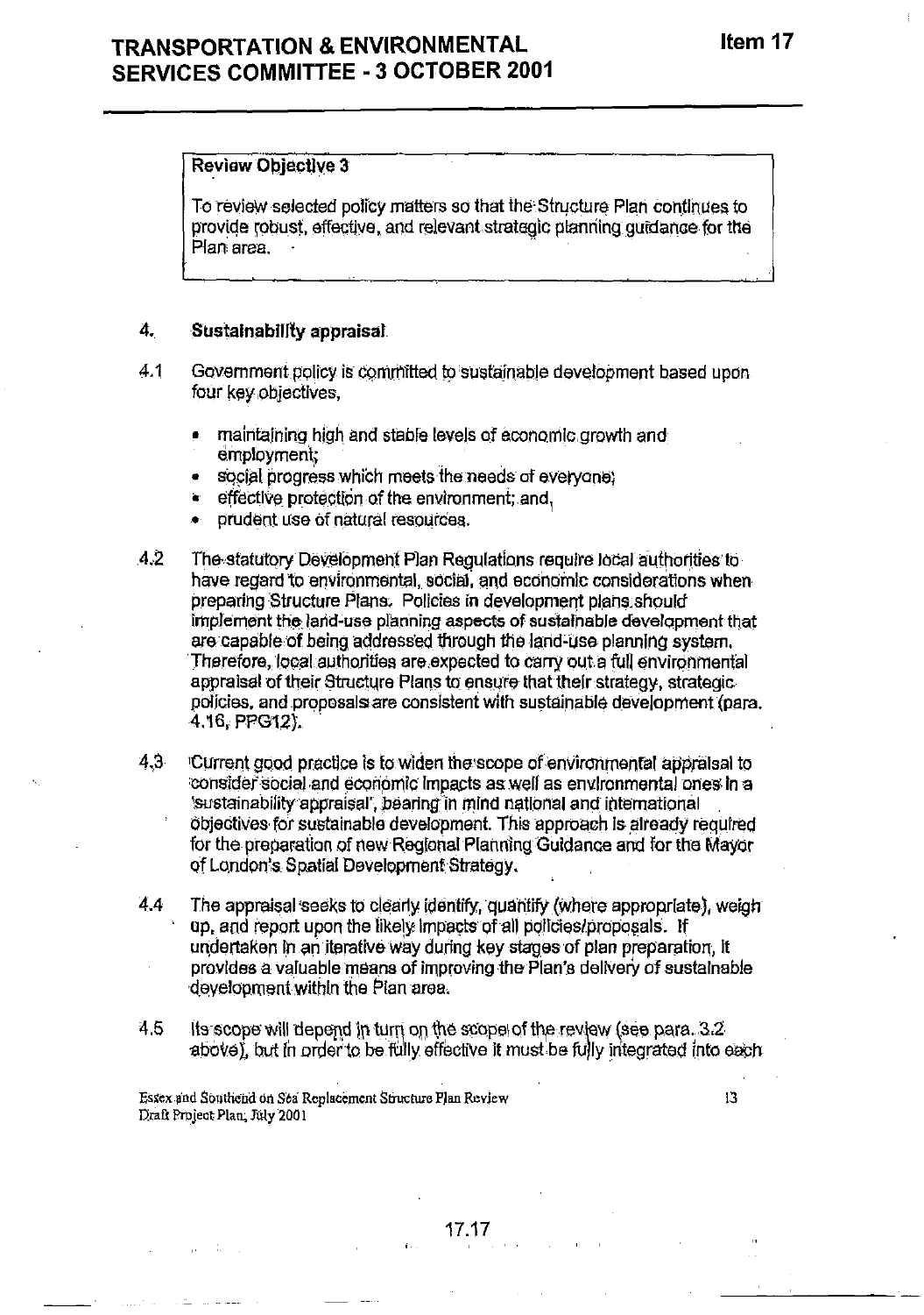**Review Objective 3**

To review selected policy matters so that the Structure Plan continues to provide robust, effective, and relevant strategic planning guidance for the Plan area.

## 4. Sustainability appraisal

4.1 Government policy is committed to sustainable development based upon four key objectives,

- maintaining high and stable levels of economic growth and employment;
- social progress which meets the needs of everyone;
- effective protection of the environment; and,
- prudent use of natural resources.

4.2 The statutory Development Plan Regulations require local authorities to have regard to environmental, social, and economic considerations when preparing Structure Plans. Policies in development plans should implement the land-use planning aspects of sustainable development that are capable of being addressed through the land-use planning system. Therefore, local authorities are expected to carry out a full environmental appraisal of their Structure Plans to ensure that their strategy, strategic policies, and proposals are consistent with sustainable development (para. 4.16, PPG12).

4.3 Current good practice is to widen the scope of environmental appraisal to consider social and economic impacts as well as environmental ones in a 'sustainability appraisal', bearing in mind national and international objectives for sustainable development. This approach is already required for the preparation of new Regional Planning Guidance and for the Mayor of London's Spatial Development Strategy.

4.4 The appraisal seeks to clearly identify, quantify (where appropriate), weigh up, and report upon the likely impacts of all policies/proposals. If undertaken in an iterative way during key stages of plan preparation, it provides a valuable means of improving the Plan's delivery of sustainable development within the Plan area.

4.5 Its scope will depend in turn on the scope of the review (see para. 3.2 above), but in order to be fully effective it must be fully integrated into each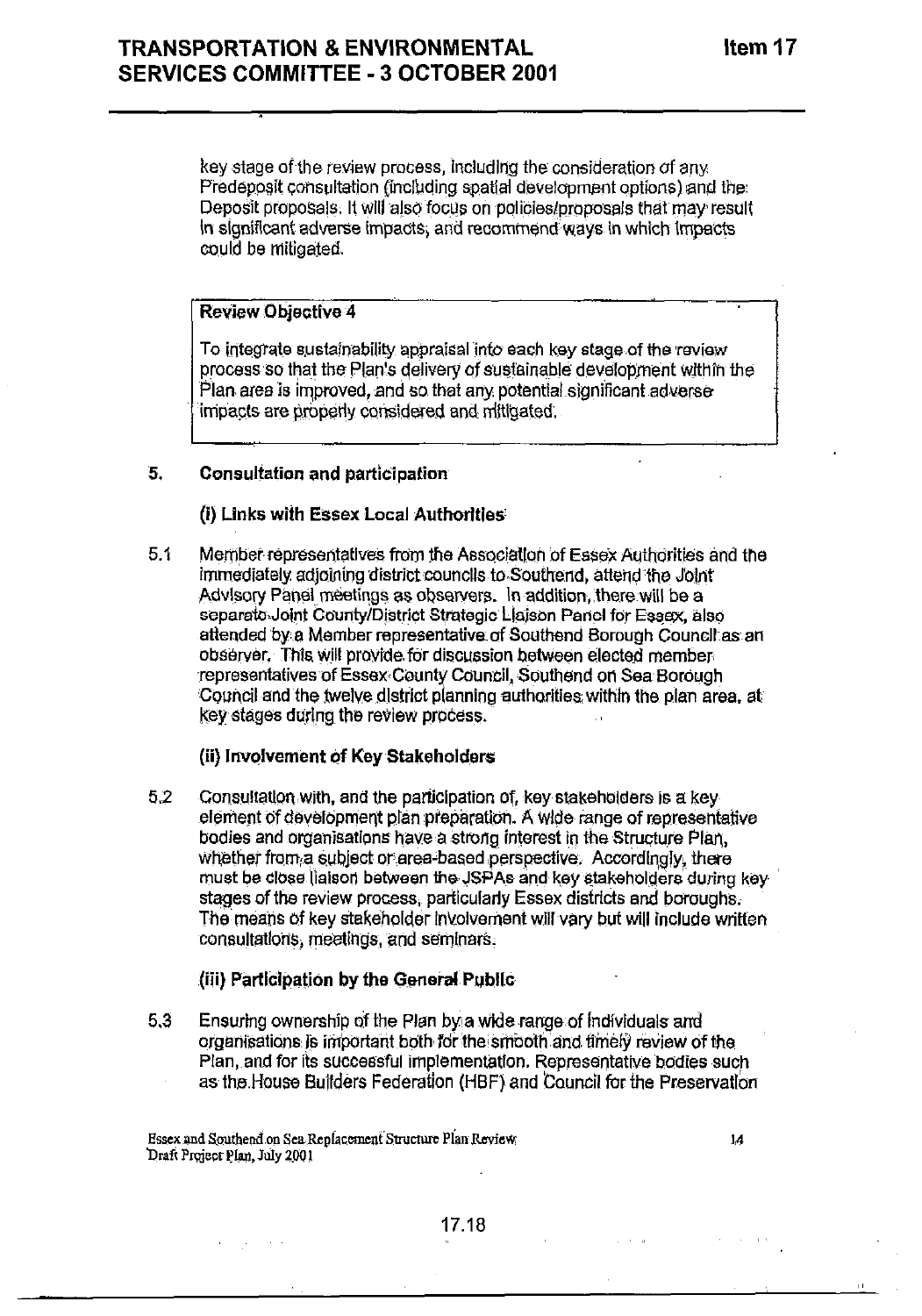key stage of the review process, including the consideration of any Predeposit consultation (including spatial development options) and the Deposit proposals. It will also focus on policies/proposals that may result in significant adverse impacts, and recommend ways in which impacts could be mitigated.

> **Review Objective 4**
>
> To integrate sustainability appraisal into each key stage of the review process so that the Plan's delivery of sustainable development within the Plan area is improved, and so that any potential significant adverse impacts are properly considered and mitigated.

## 5. Consultation and participation

### (i) Links with Essex Local Authorities

5.1 Member representatives from the Association of Essex Authorities and the immediately adjoining district councils to Southend, attend the Joint Advisory Panel meetings as observers. In addition, there will be a separate Joint County/District Strategic Liaison Panel for Essex, also attended by a Member representative of Southend Borough Council as an observer. This will provide for discussion between elected member representatives of Essex County Council, Southend on Sea Borough Council and the twelve district planning authorities within the plan area, at key stages during the review process.

### (ii) Involvement of Key Stakeholders

5.2 Consultation with, and the participation of, key stakeholders is a key element of development plan preparation. A wide range of representative bodies and organisations have a strong interest in the Structure Plan, whether from a subject or area-based perspective. Accordingly, there must be close liaison between the JSPAs and key stakeholders during key stages of the review process, particularly Essex districts and boroughs. The means of key stakeholder involvement will vary but will include written consultations, meetings, and seminars.

### (iii) Participation by the General Public

5.3 Ensuring ownership of the Plan by a wide range of individuals and organisations is important both for the smooth and timely review of the Plan, and for its successful implementation. Representative bodies such as the House Builders Federation (HBF) and Council for the Preservation

Essex and Southend on Sea Replacement Structure Plan Review
Draft Project Plan, July 2001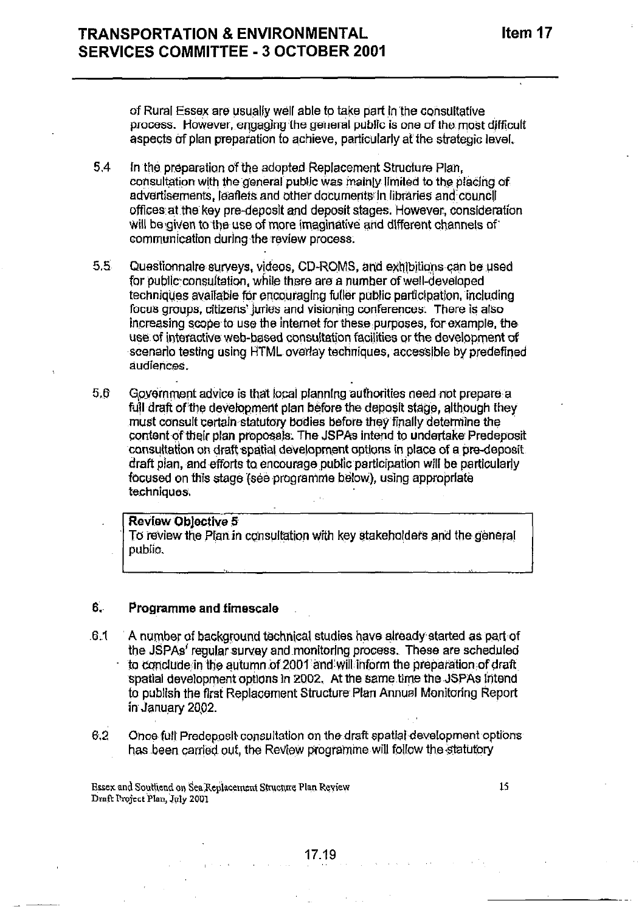of Rural Essex are usually well able to take part in the consultative process. However, engaging the general public is one of the most difficult aspects of plan preparation to achieve, particularly at the strategic level.

5.4 In the preparation of the adopted Replacement Structure Plan, consultation with the general public was mainly limited to the placing of advertisements, leaflets and other documents in libraries and council offices at the key pre-deposit and deposit stages. However, consideration will be given to the use of more imaginative and different channels of communication during the review process.

5.5 Questionnaire surveys, videos, CD-ROMS, and exhibitions can be used for public consultation, while there are a number of well-developed techniques available for encouraging fuller public participation, including focus groups, citizens' juries and visioning conferences. There is also increasing scope to use the internet for these purposes, for example, the use of interactive web-based consultation facilities or the development of scenario testing using HTML overlay techniques, accessible by predefined audiences.

5.6 Government advice is that local planning authorities need not prepare a full draft of the development plan before the deposit stage, although they must consult certain statutory bodies before they finally determine the content of their plan proposals. The JSPAs intend to undertake Predeposit consultation on draft spatial development options in place of a pre-deposit draft plan, and efforts to encourage public participation will be particularly focused on this stage (see programme below), using appropriate techniques.

**Review Objective 5**
To review the Plan in consultation with key stakeholders and the general public.

## 6. Programme and timescale

6.1 A number of background technical studies have already started as part of the JSPAs' regular survey and monitoring process. These are scheduled to conclude in the autumn of 2001 and will inform the preparation of draft spatial development options in 2002. At the same time the JSPAs intend to publish the first Replacement Structure Plan Annual Monitoring Report in January 2002.

6.2 Once full Predeposit consultation on the draft spatial development options has been carried out, the Review programme will follow the statutory

Essex and Southend on Sea Replacement Structure Plan Review
Draft Project Plan, July 2001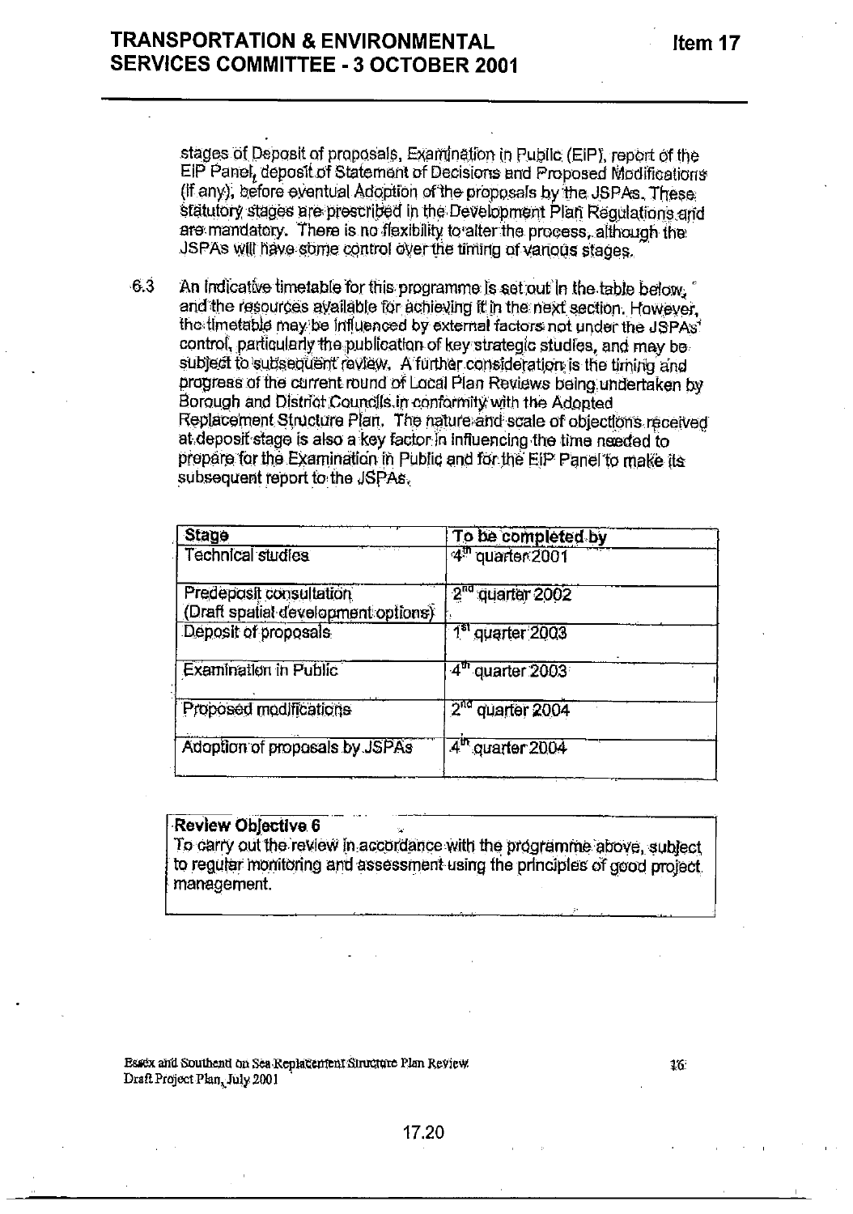stages of Deposit of proposals, Examination in Public (EIP), report of the EIP Panel, deposit of Statement of Decisions and Proposed Modifications (if any), before eventual Adoption of the proposals by the JSPAs. These statutory stages are prescribed in the Development Plan Regulations and are mandatory. There is no flexibility to alter the process, although the JSPAs will have some control over the timing of various stages.

6.3 An indicative timetable for this programme is set out in the table below, and the resources available for achieving it in the next section. However, the timetable may be influenced by external factors not under the JSPAs' control, particularly the publication of key strategic studies, and may be subject to subsequent review. A further consideration is the timing and progress of the current round of Local Plan Reviews being undertaken by Borough and District Councils in conformity with the Adopted Replacement Structure Plan. The nature and scale of objections received at deposit stage is also a key factor in influencing the time needed to prepare for the Examination in Public and for the EIP Panel to make its subsequent report to the JSPAs.

| Stage | To be completed by |
|---|---|
| Technical studies | 4th quarter 2001 |
| Predeposit consultation (Draft spatial development options) | 2nd quarter 2002 |
| Deposit of proposals | 1st quarter 2003 |
| Examination in Public | 4th quarter 2003 |
| Proposed modifications | 2nd quarter 2004 |
| Adoption of proposals by JSPAs | 4th quarter 2004 |

**Review Objective 6**

To carry out the review in accordance with the programme above, subject to regular monitoring and assessment using the principles of good project management.

Essex and Southend on Sea Replacement Structure Plan Review
Draft Project Plan, July 2001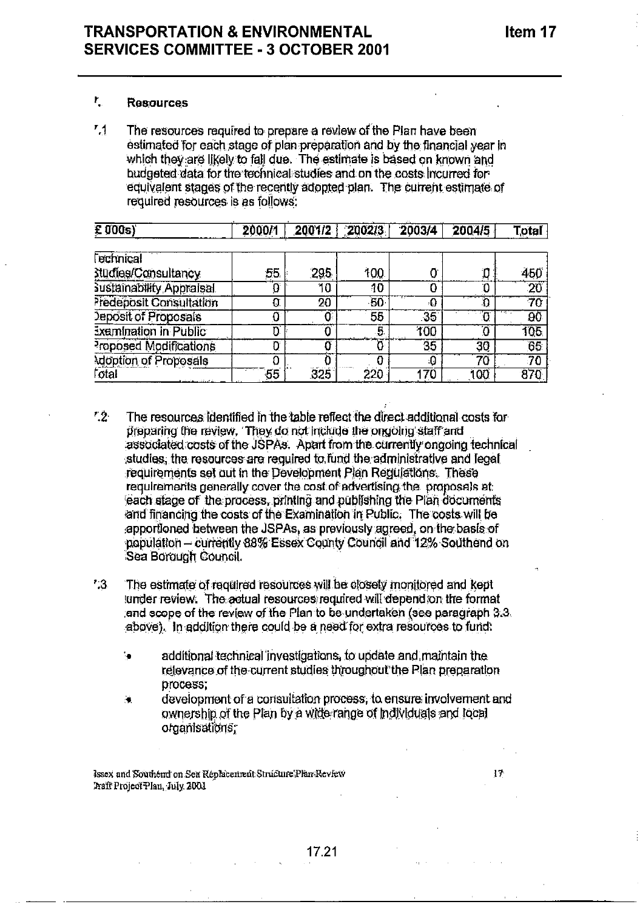## 7. Resources

7.1 The resources required to prepare a review of the Plan have been estimated for each stage of plan preparation and by the financial year in which they are likely to fall due. The estimate is based on known and budgeted data for the technical studies and on the costs incurred for equivalent stages of the recently adopted plan. The current estimate of required resources is as follows:

| £ 000s) | 2000/1 | 2001/2 | 2002/3 | 2003/4 | 2004/5 | Total |
|---|---|---|---|---|---|---|
| Technical Studies/Consultancy | 55 | 295 | 100 | 0 | 0 | 450 |
| Sustainability Appraisal | 0 | 10 | 10 | 0 | 0 | 20 |
| Predeposit Consultation | 0 | 20 | 50 | 0 | 0 | 70 |
| Deposit of Proposals | 0 | 0 | 55 | 35 | 0 | 90 |
| Examination in Public | 0 | 0 | 5 | 100 | 0 | 105 |
| Proposed Modifications | 0 | 0 | 0 | 35 | 30 | 65 |
| Adoption of Proposals | 0 | 0 | 0 | 0 | 70 | 70 |
| Total | 55 | 325 | 220 | 170 | 100 | 870 |

7.2 The resources identified in the table reflect the direct additional costs for preparing the review. They do not include the ongoing staff and associated costs of the JSPAs. Apart from the currently ongoing technical studies, the resources are required to fund the administrative and legal requirements set out in the Development Plan Regulations. These requirements generally cover the cost of advertising the proposals at each stage of the process, printing and publishing the Plan documents and financing the costs of the Examination in Public. The costs will be apportioned between the JSPAs, as previously agreed, on the basis of population – currently 88% Essex County Council and 12% Southend on Sea Borough Council.

7.3 The estimate of required resources will be closely monitored and kept under review. The actual resources required will depend on the format and scope of the review of the Plan to be undertaken (see paragraph 3.3 above). In addition there could be a need for extra resources to fund:

- additional technical investigations, to update and maintain the relevance of the current studies throughout the Plan preparation process;
- development of a consultation process, to ensure involvement and ownership of the Plan by a wide range of individuals and local organisations;

Essex and Southend on Sea Replacement Structure Plan Review
Draft Project Plan, July 2001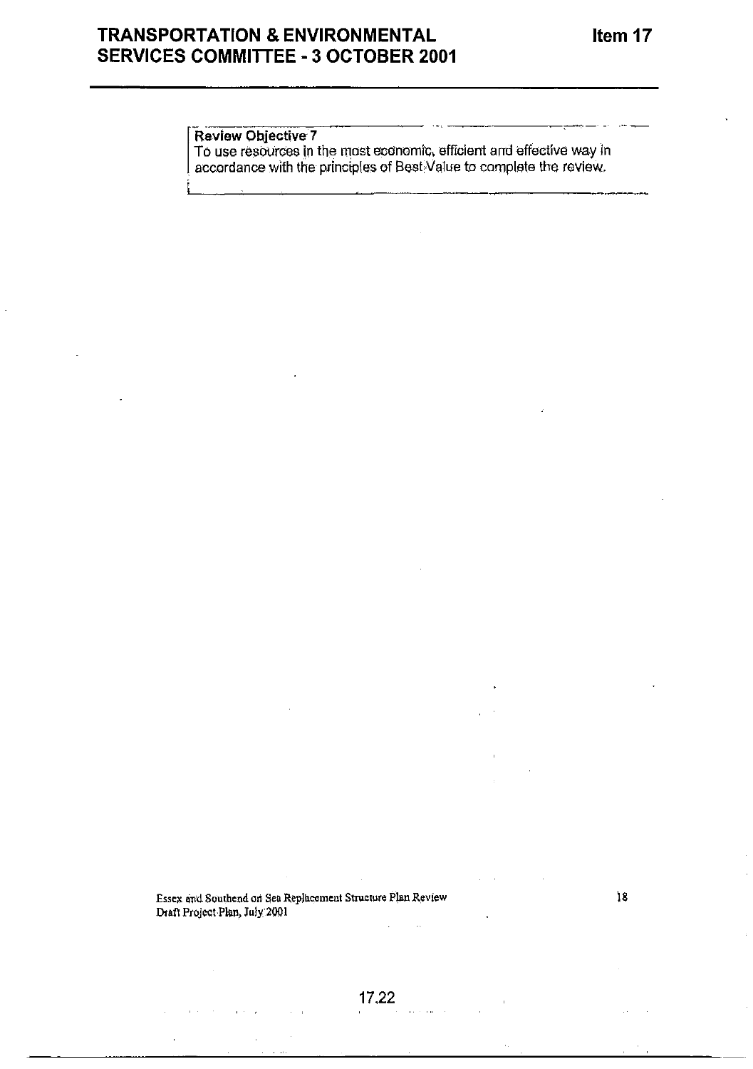**Review Objective 7**

To use resources in the most economic, efficient and effective way in accordance with the principles of Best Value to complete the review.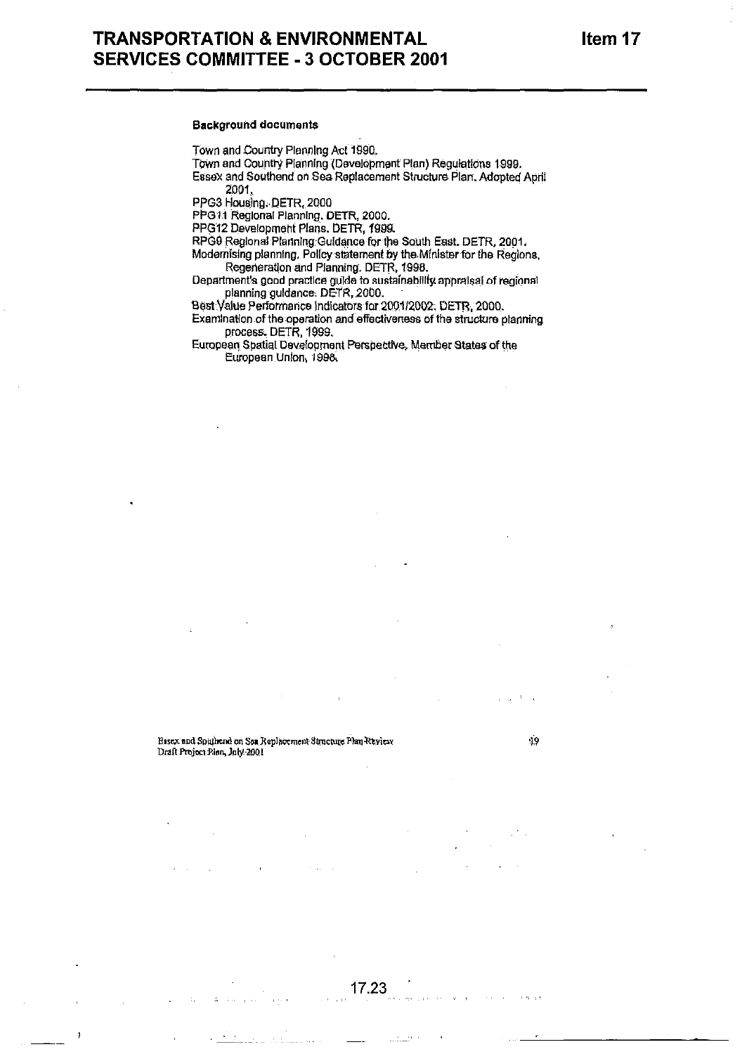**Background documents**

Town and Country Planning Act 1990.
Town and Country Planning (Development Plan) Regulations 1999.
Essex and Southend on Sea Replacement Structure Plan. Adopted April 2001.
PPG3 Housing. DETR, 2000
PPG11 Regional Planning. DETR, 2000.
PPG12 Development Plans. DETR, 1999.
RPG9 Regional Planning Guidance for the South East. DETR, 2001.
Modernising planning. Policy statement by the Minister for the Regions, Regeneration and Planning. DETR, 1998.
Department's good practice guide to sustainability appraisal of regional planning guidance. DETR, 2000.
Best Value Performance Indicators for 2001/2002. DETR, 2000.
Examination of the operation and effectiveness of the structure planning process. DETR, 1999.
European Spatial Development Perspective, Member States of the European Union, 1998.

Essex and Southend on Sea Replacement Structure Plan Review
Draft Project Plan, July 2001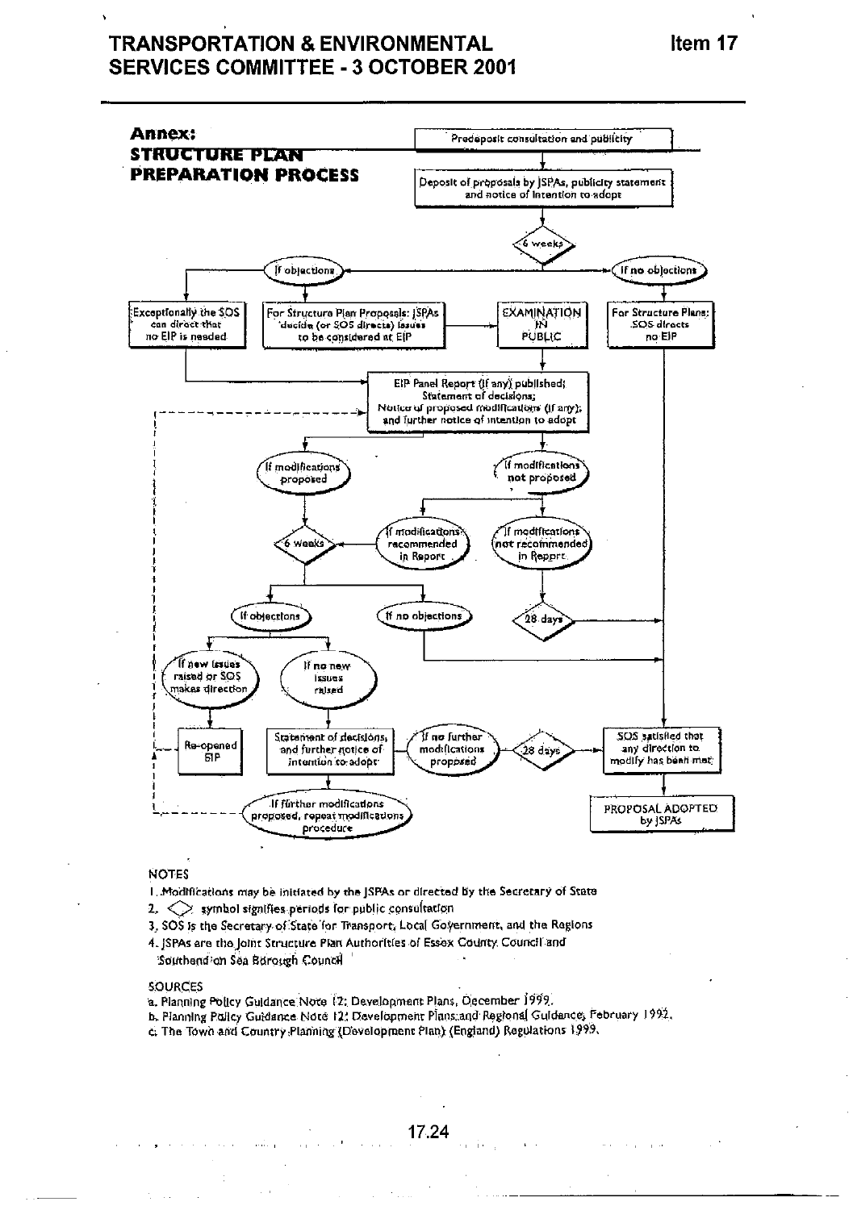# TRANSPORTATION & ENVIRONMENTAL SERVICES COMMITTEE - 3 OCTOBER 2001

**Item 17**

## Annex:
## STRUCTURE PLAN PREPARATION PROCESS

Predeposit consultation and publicity

Deposit of proposals by JSPAs, publicity statement and notice of intention to adopt

6 weeks

If objections

If no objections

Exceptionally the SOS can direct that no EIP is needed

For Structure Plan Proposals: JSPAs decide (or SOS directs) issues to be considered at EIP

EXAMINATION IN PUBLIC

For Structure Plans: SOS directs no EIP

EIP Panel Report (if any) published; Statement of decisions; Notice of proposed modifications (if any); and further notice of intention to adopt

If modifications proposed

If modifications not proposed

6 weeks

If modifications recommended in Report

If modifications not recommended in Report

If objections

If no objections

28 days

If new issues raised or SOS makes direction

If no new issues raised

Re-opened EIP

Statement of decisions, and further notice of intention to adopt

If no further modifications proposed

28 days

SOS satisfied that any direction to modify has been met

If further modifications proposed, repeat modifications procedure

PROPOSAL ADOPTED by JSPAs

NOTES

1. Modifications may be initiated by the JSPAs or directed by the Secretary of State
2. ◇ symbol signifies periods for public consultation
3. SOS is the Secretary of State for Transport, Local Government, and the Regions
4. JSPAs are the Joint Structure Plan Authorities of Essex County Council and Southend-on Sea Borough Council

SOURCES

a. Planning Policy Guidance Note 12: Development Plans, December 1999.
b. Planning Policy Guidance Note 12: Development Plans and Regional Guidance, February 1992.
c. The Town and Country Planning (Development Plan) (England) Regulations 1999.